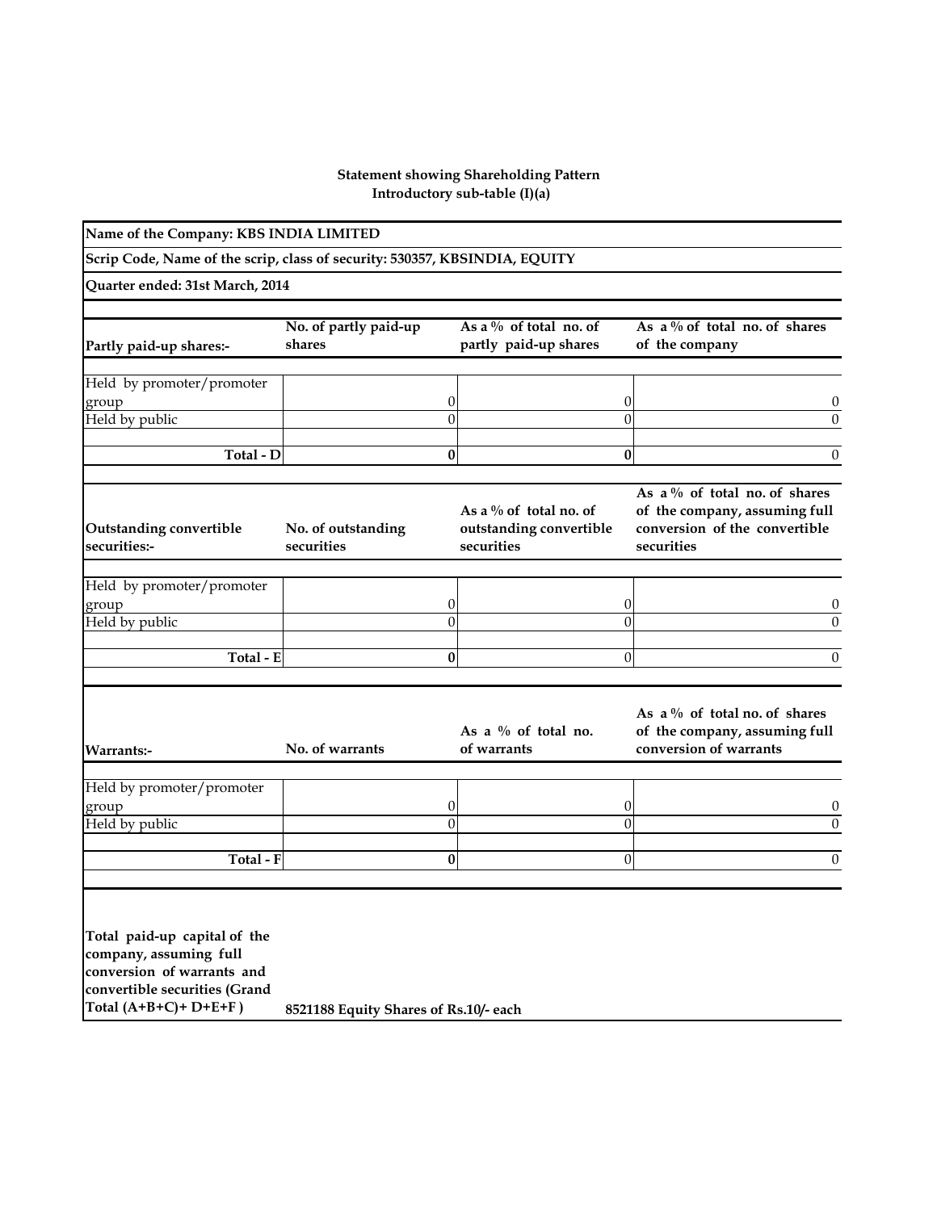**Statement showing Shareholding Pattern**
**Introductory sub-table (I)(a)**

**Name of the Company: KBS INDIA LIMITED**

**Scrip Code, Name of the scrip, class of security: 530357, KBSINDIA, EQUITY**

**Quarter ended: 31st March, 2014**

| Partly paid-up shares:- | No. of partly paid-up shares | As a % of total no. of partly paid-up shares | As a % of total no. of shares of the company |
|---|---|---|---|
| Held by promoter/promoter group | 0 | 0 | 0 |
| Held by public | 0 | 0 | 0 |
| **Total - D** | **0** | **0** | 0 |

| Outstanding convertible securities:- | No. of outstanding securities | As a % of total no. of outstanding convertible securities | As a % of total no. of shares of the company, assuming full conversion of the convertible securities |
|---|---|---|---|
| Held by promoter/promoter group | 0 | 0 | 0 |
| Held by public | 0 | 0 | 0 |
| **Total - E** | **0** | 0 | 0 |

| Warrants:- | No. of warrants | As a % of total no. of warrants | As a % of total no. of shares of the company, assuming full conversion of warrants |
|---|---|---|---|
| Held by promoter/promoter group | 0 | 0 | 0 |
| Held by public | 0 | 0 | 0 |
| **Total - F** | **0** | 0 | 0 |

| | |
|---|---|
| **Total paid-up capital of the company, assuming full conversion of warrants and convertible securities (Grand Total (A+B+C)+ D+E+F )** | **8521188 Equity Shares of Rs.10/- each** |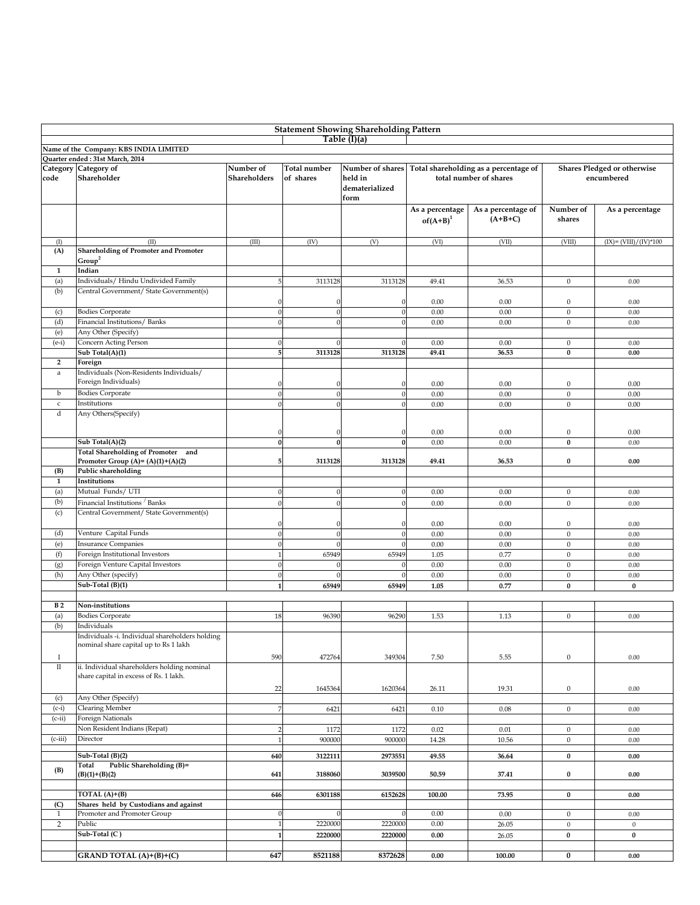## Statement Showing Shareholding Pattern

### Table (I)(a)

**Name of the Company: KBS INDIA LIMITED**

**Quarter ended : 31st March, 2014**

| Category code | Category of Shareholder | Number of Shareholders | Total number of shares | Number of shares held in dematerialized form | Total shareholding as a percentage of total number of shares | | Shares Pledged or otherwise encumbered | |
|---|---|---|---|---|---|---|---|---|
| | | | | | As a percentage of(A+B)[1] | As a percentage of (A+B+C) | Number of shares | As a percentage |
| (I) | (II) | (III) | (IV) | (V) | (VI) | (VII) | (VIII) | (IX)= (VIII)/(IV)*100 |
| **(A)** | **Shareholding of Promoter and Promoter Group[2]** | | | | | | | |
| **1** | **Indian** | | | | | | | |
| (a) | Individuals/ Hindu Undivided Family | 5 | 3113128 | 3113128 | 49.41 | 36.53 | 0 | 0.00 |
| (b) | Central Government/ State Government(s) | 0 | 0 | 0 | 0.00 | 0.00 | 0 | 0.00 |
| (c) | Bodies Corporate | 0 | 0 | 0 | 0.00 | 0.00 | 0 | 0.00 |
| (d) | Financial Institutions/ Banks | 0 | 0 | 0 | 0.00 | 0.00 | 0 | 0.00 |
| (e) | Any Other (Specify) | | | | | | | |
| (e-i) | Concern Acting Person | 0 | 0 | 0 | 0.00 | 0.00 | 0 | 0.00 |
| | **Sub Total(A)(1)** | **5** | **3113128** | **3113128** | **49.41** | **36.53** | **0** | **0.00** |
| **2** | **Foreign** | | | | | | | |
| a | Individuals (Non-Residents Individuals/ Foreign Individuals) | 0 | 0 | 0 | 0.00 | 0.00 | 0 | 0.00 |
| b | Bodies Corporate | 0 | 0 | 0 | 0.00 | 0.00 | 0 | 0.00 |
| c | Institutions | 0 | 0 | 0 | 0.00 | 0.00 | 0 | 0.00 |
| d | Any Others(Specify) | 0 | 0 | 0 | 0.00 | 0.00 | 0 | 0.00 |
| | **Sub Total(A)(2)** | **0** | **0** | **0** | 0.00 | 0.00 | **0** | 0.00 |
| | **Total Shareholding of Promoter and Promoter Group (A)= (A)(1)+(A)(2)** | **5** | **3113128** | **3113128** | **49.41** | **36.53** | **0** | **0.00** |
| **(B)** | **Public shareholding** | | | | | | | |
| **1** | **Institutions** | | | | | | | |
| (a) | Mutual Funds/ UTI | 0 | 0 | 0 | 0.00 | 0.00 | 0 | 0.00 |
| (b) | Financial Institutions / Banks | 0 | 0 | 0 | 0.00 | 0.00 | 0 | 0.00 |
| (c) | Central Government/ State Government(s) | 0 | 0 | 0 | 0.00 | 0.00 | 0 | 0.00 |
| (d) | Venture Capital Funds | 0 | 0 | 0 | 0.00 | 0.00 | 0 | 0.00 |
| (e) | Insurance Companies | 0 | 0 | 0 | 0.00 | 0.00 | 0 | 0.00 |
| (f) | Foreign Institutional Investors | 1 | 65949 | 65949 | 1.05 | 0.77 | 0 | 0.00 |
| (g) | Foreign Venture Capital Investors | 0 | 0 | 0 | 0.00 | 0.00 | 0 | 0.00 |
| (h) | Any Other (specify) | 0 | 0 | 0 | 0.00 | 0.00 | 0 | 0.00 |
| | **Sub-Total (B)(1)** | **1** | **65949** | **65949** | **1.05** | **0.77** | **0** | **0** |
| | | | | | | | | |
| **B 2** | **Non-institutions** | | | | | | | |
| (a) | Bodies Corporate | 18 | 96390 | 96290 | 1.53 | 1.13 | 0 | 0.00 |
| (b) | Individuals | | | | | | | |
| I | Individuals -i. Individual shareholders holding nominal share capital up to Rs 1 lakh | 590 | 472764 | 349304 | 7.50 | 5.55 | 0 | 0.00 |
| II | ii. Individual shareholders holding nominal share capital in excess of Rs. 1 lakh. | 22 | 1645364 | 1620364 | 26.11 | 19.31 | 0 | 0.00 |
| (c) | Any Other (Specify) | | | | | | | |
| (c-i) | Clearing Member | 7 | 6421 | 6421 | 0.10 | 0.08 | 0 | 0.00 |
| (c-ii) | Foreign Nationals | | | | | | | |
| | Non Resident Indians (Repat) | 2 | 1172 | 1172 | 0.02 | 0.01 | 0 | 0.00 |
| (c-iii) | Director | 1 | 900000 | 900000 | 14.28 | 10.56 | 0 | 0.00 |
| | | | | | | | | |
| | **Sub-Total (B)(2)** | **640** | **3122111** | **2973551** | **49.55** | **36.64** | **0** | **0.00** |
| **(B)** | **Total Public Shareholding (B)= (B)(1)+(B)(2)** | **641** | **3188060** | **3039500** | **50.59** | **37.41** | **0** | **0.00** |
| | | | | | | | | |
| | **TOTAL (A)+(B)** | **646** | **6301188** | **6152628** | **100.00** | **73.95** | **0** | **0.00** |
| **(C)** | **Shares held by Custodians and against** | | | | | | | |
| 1 | Promoter and Promoter Group | 0 | 0 | 0 | 0.00 | 0.00 | 0 | 0.00 |
| 2 | Public | 1 | 2220000 | 2220000 | 0.00 | 26.05 | 0 | 0 |
| | **Sub-Total (C )** | **1** | **2220000** | **2220000** | **0.00** | 26.05 | **0** | **0** |
| | | | | | | | | |
| | **GRAND TOTAL (A)+(B)+(C)** | **647** | **8521188** | **8372628** | **0.00** | **100.00** | **0** | **0.00** |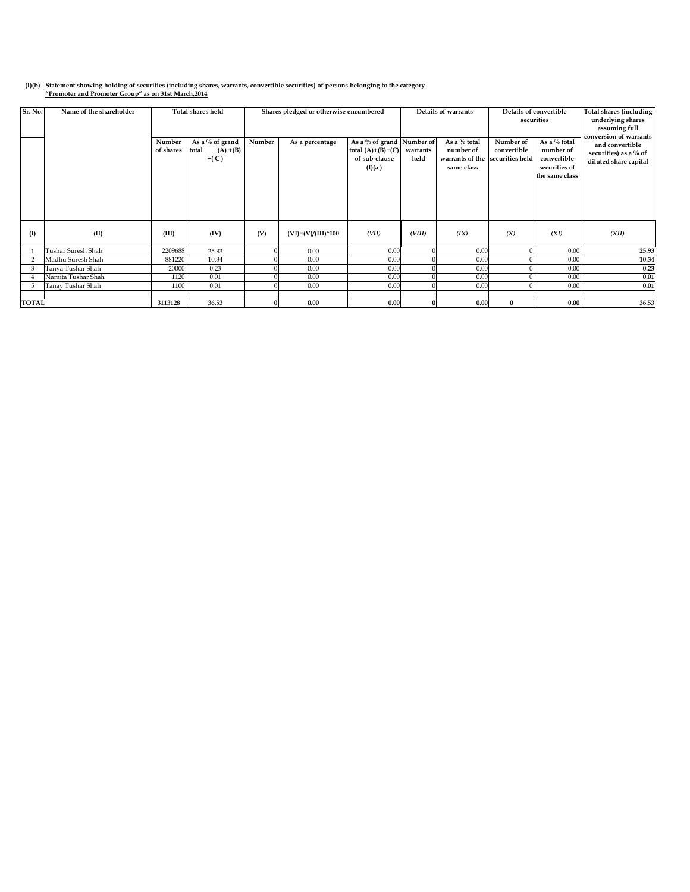**(I)(b) Statement showing holding of securities (including shares, warrants, convertible securities) of persons belonging to the category "Promoter and Promoter Group" as on 31st March,2014**

| Sr. No. | Name of the shareholder | Total shares held | | Shares pledged or otherwise encumbered | | | Details of warrants | | Details of convertible securities | | Total shares (including underlying shares assuming full conversion of warrants and convertible securities) as a % of diluted share capital |
|---|---|---|---|---|---|---|---|---|---|---|---|
| | | Number of shares | As a % of grand total (A) +(B) +( C ) | Number | As a percentage | As a % of grand total (A)+(B)+(C) of sub-clause (I)(a ) | Number of warrants held | As a % total number of warrants of the same class | Number of convertible securities held | As a % total number of convertible securities of the same class | |
| (I) | (II) | (III) | (IV) | (V) | (VI)=(V)/(III)*100 | *(VII)* | *(VIII)* | *(IX)* | *(X)* | *(XI)* | *(XII)* |
| 1 | Tushar Suresh Shah | 2209688 | 25.93 | 0 | 0.00 | 0.00 | 0 | 0.00 | 0 | 0.00 | **25.93** |
| 2 | Madhu Suresh Shah | 881220 | 10.34 | 0 | 0.00 | 0.00 | 0 | 0.00 | 0 | 0.00 | **10.34** |
| 3 | Tanya Tushar Shah | 20000 | 0.23 | 0 | 0.00 | 0.00 | 0 | 0.00 | 0 | 0.00 | **0.23** |
| 4 | Namita Tushar Shah | 1120 | 0.01 | 0 | 0.00 | 0.00 | 0 | 0.00 | 0 | 0.00 | **0.01** |
| 5 | Tanay Tushar Shah | 1100 | 0.01 | 0 | 0.00 | 0.00 | 0 | 0.00 | 0 | 0.00 | **0.01** |
| | | | | | | | | | | | |
| **TOTAL** | | **3113128** | **36.53** | **0** | **0.00** | **0.00** | **0** | **0.00** | **0** | **0.00** | **36.53** |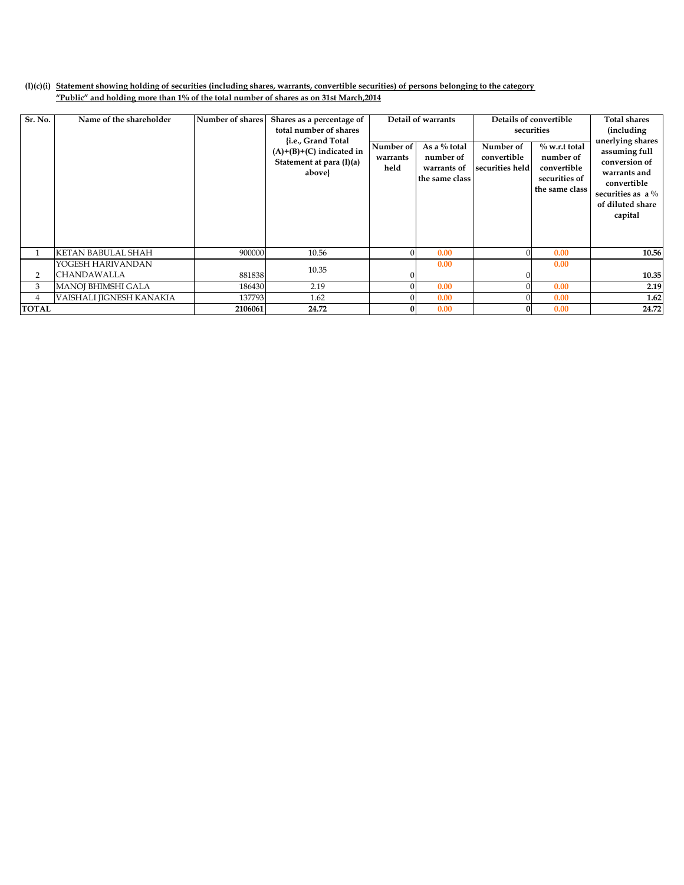**(I)(c)(i) Statement showing holding of securities (including shares, warrants, convertible securities) of persons belonging to the category "Public" and holding more than 1% of the total number of shares as on 31st March,2014**

| Sr. No. | Name of the shareholder | Number of shares | Shares as a percentage of total number of shares {i.e., Grand Total (A)+(B)+(C) indicated in Statement at para (I)(a) above} | Detail of warrants | | Details of convertible securities | | Total shares (including unerlying shares assuming full conversion of warrants and convertible securities as a % of diluted share capital |
|---|---|---|---|---|---|---|---|---|
| | | | | Number of warrants held | As a % total number of warrants of the same class | Number of convertible securities held | % w.r.t total number of convertible securities of the same class | |
| 1 | KETAN BABULAL SHAH | 900000 | 10.56 | 0 | 0.00 | 0 | 0.00 | **10.56** |
| 2 | YOGESH HARIVANDAN CHANDAWALLA | 881838 | 10.35 | 0 | 0.00 | 0 | 0.00 | **10.35** |
| 3 | MANOJ BHIMSHI GALA | 186430 | 2.19 | 0 | 0.00 | 0 | 0.00 | **2.19** |
| 4 | VAISHALI JIGNESH KANAKIA | 137793 | 1.62 | 0 | 0.00 | 0 | 0.00 | **1.62** |
| **TOTAL** | | **2106061** | **24.72** | **0** | 0.00 | **0** | 0.00 | **24.72** |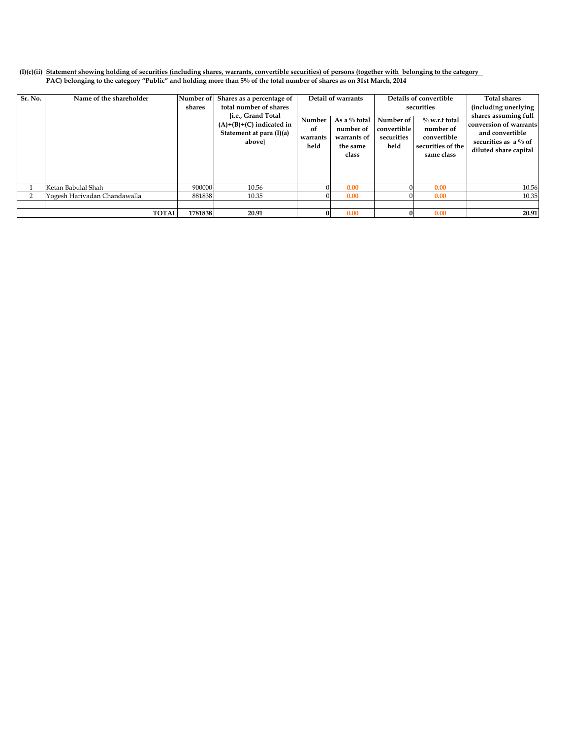**(I)(c)(ii) Statement showing holding of securities (including shares, warrants, convertible securities) of persons (together with belonging to the category PAC) belonging to the category "Public" and holding more than 5% of the total number of shares as on 31st March, 2014**

| Sr. No. | Name of the shareholder | Number of shares | Shares as a percentage of total number of shares {i.e., Grand Total (A)+(B)+(C) indicated in Statement at para (I)(a) above} | Detail of warrants | | Details of convertible securities | | Total shares (including unerlying shares assuming full conversion of warrants and convertible securities as a % of diluted share capital |
|---|---|---|---|---|---|---|---|---|
| | | | | Number of warrants held | As a % total number of warrants of the same class | Number of convertible securities held | % w.r.t total number of convertible securities of the same class | |
| 1 | Ketan Babulal Shah | 900000 | 10.56 | 0 | 0.00 | 0 | 0.00 | 10.56 |
| 2 | Yogesh Harivadan Chandawalla | 881838 | 10.35 | 0 | 0.00 | 0 | 0.00 | 10.35 |
| | | | | | | | | |
| | **TOTAL** | **1781838** | **20.91** | **0** | **0.00** | **0** | **0.00** | **20.91** |